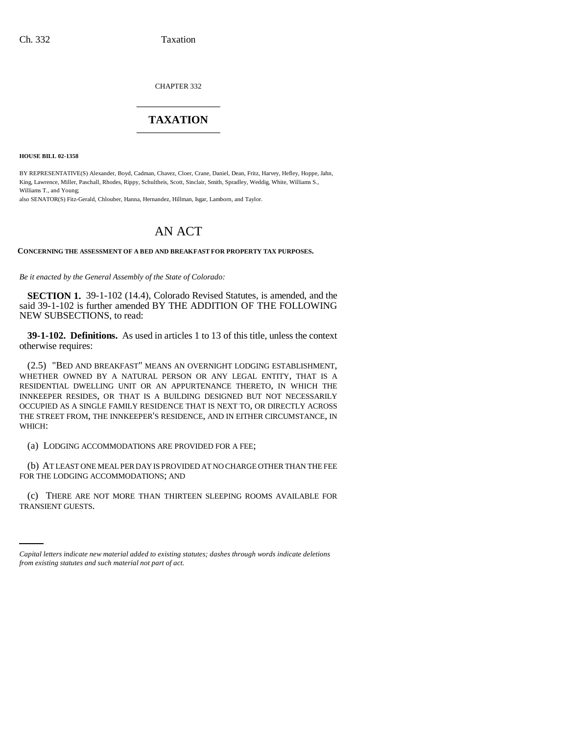CHAPTER 332

# TAXATION

**HOUSE BILL 02-1358**

BY REPRESENTATIVE(S) Alexander, Boyd, Cadman, Chavez, Cloer, Crane, Daniel, Dean, Fritz, Harvey, Hefley, Hoppe, Jahn, King, Lawrence, Miller, Paschall, Rhodes, Rippy, Schultheis, Scott, Sinclair, Smith, Spradley, Weddig, White, Williams S., Williams T., and Young;
also SENATOR(S) Fitz-Gerald, Chlouber, Hanna, Hernandez, Hillman, Isgar, Lamborn, and Taylor.

# AN ACT

**CONCERNING THE ASSESSMENT OF A BED AND BREAKFAST FOR PROPERTY TAX PURPOSES.**

*Be it enacted by the General Assembly of the State of Colorado:*

**SECTION 1.** 39-1-102 (14.4), Colorado Revised Statutes, is amended, and the said 39-1-102 is further amended BY THE ADDITION OF THE FOLLOWING NEW SUBSECTIONS, to read:

**39-1-102. Definitions.** As used in articles 1 to 13 of this title, unless the context otherwise requires:

(2.5) "BED AND BREAKFAST" MEANS AN OVERNIGHT LODGING ESTABLISHMENT, WHETHER OWNED BY A NATURAL PERSON OR ANY LEGAL ENTITY, THAT IS A RESIDENTIAL DWELLING UNIT OR AN APPURTENANCE THERETO, IN WHICH THE INNKEEPER RESIDES, OR THAT IS A BUILDING DESIGNED BUT NOT NECESSARILY OCCUPIED AS A SINGLE FAMILY RESIDENCE THAT IS NEXT TO, OR DIRECTLY ACROSS THE STREET FROM, THE INNKEEPER'S RESIDENCE, AND IN EITHER CIRCUMSTANCE, IN WHICH:

(a) LODGING ACCOMMODATIONS ARE PROVIDED FOR A FEE;

(b) AT LEAST ONE MEAL PER DAY IS PROVIDED AT NO CHARGE OTHER THAN THE FEE FOR THE LODGING ACCOMMODATIONS; AND

(c) THERE ARE NOT MORE THAN THIRTEEN SLEEPING ROOMS AVAILABLE FOR TRANSIENT GUESTS.

*Capital letters indicate new material added to existing statutes; dashes through words indicate deletions from existing statutes and such material not part of act.*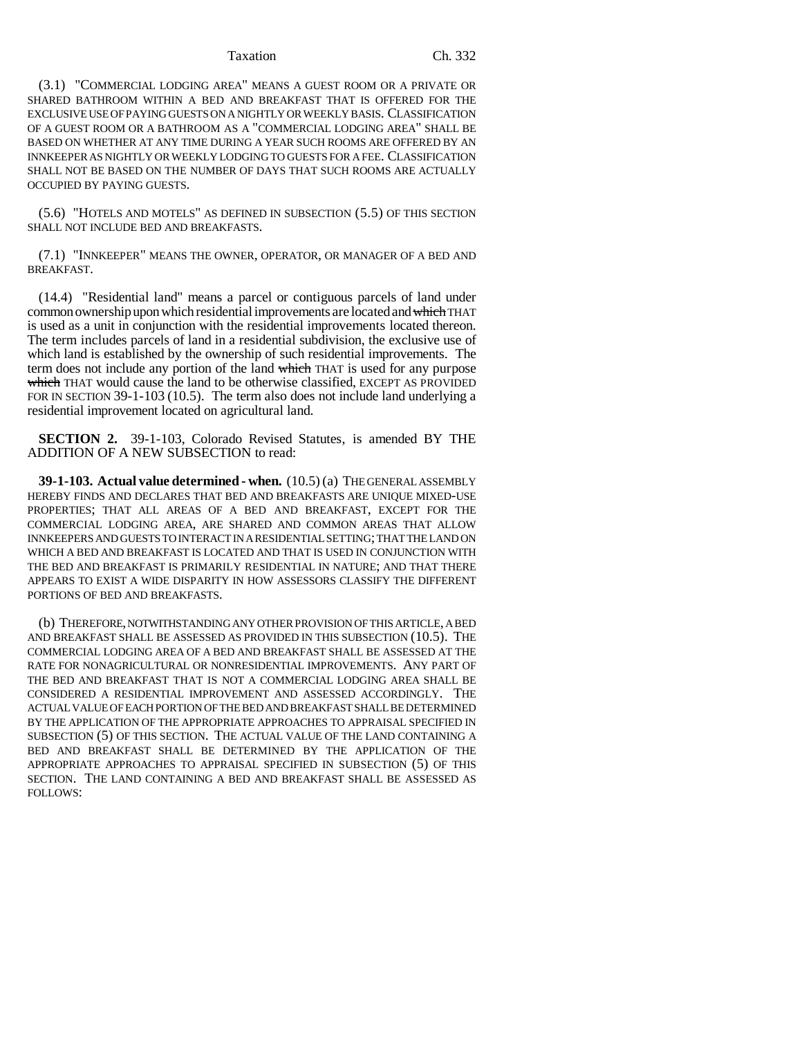(3.1) "COMMERCIAL LODGING AREA" MEANS A GUEST ROOM OR A PRIVATE OR SHARED BATHROOM WITHIN A BED AND BREAKFAST THAT IS OFFERED FOR THE EXCLUSIVE USE OF PAYING GUESTS ON A NIGHTLY OR WEEKLY BASIS. CLASSIFICATION OF A GUEST ROOM OR A BATHROOM AS A "COMMERCIAL LODGING AREA" SHALL BE BASED ON WHETHER AT ANY TIME DURING A YEAR SUCH ROOMS ARE OFFERED BY AN INNKEEPER AS NIGHTLY OR WEEKLY LODGING TO GUESTS FOR A FEE. CLASSIFICATION SHALL NOT BE BASED ON THE NUMBER OF DAYS THAT SUCH ROOMS ARE ACTUALLY OCCUPIED BY PAYING GUESTS.

(5.6) "HOTELS AND MOTELS" AS DEFINED IN SUBSECTION (5.5) OF THIS SECTION SHALL NOT INCLUDE BED AND BREAKFASTS.

(7.1) "INNKEEPER" MEANS THE OWNER, OPERATOR, OR MANAGER OF A BED AND BREAKFAST.

(14.4) "Residential land" means a parcel or contiguous parcels of land under common ownership upon which residential improvements are located and ~~which~~ THAT is used as a unit in conjunction with the residential improvements located thereon. The term includes parcels of land in a residential subdivision, the exclusive use of which land is established by the ownership of such residential improvements. The term does not include any portion of the land ~~which~~ THAT is used for any purpose ~~which~~ THAT would cause the land to be otherwise classified, EXCEPT AS PROVIDED FOR IN SECTION 39-1-103 (10.5). The term also does not include land underlying a residential improvement located on agricultural land.

**SECTION 2.** 39-1-103, Colorado Revised Statutes, is amended BY THE ADDITION OF A NEW SUBSECTION to read:

**39-1-103. Actual value determined - when.** (10.5) (a) THE GENERAL ASSEMBLY HEREBY FINDS AND DECLARES THAT BED AND BREAKFASTS ARE UNIQUE MIXED-USE PROPERTIES; THAT ALL AREAS OF A BED AND BREAKFAST, EXCEPT FOR THE COMMERCIAL LODGING AREA, ARE SHARED AND COMMON AREAS THAT ALLOW INNKEEPERS AND GUESTS TO INTERACT IN A RESIDENTIAL SETTING; THAT THE LAND ON WHICH A BED AND BREAKFAST IS LOCATED AND THAT IS USED IN CONJUNCTION WITH THE BED AND BREAKFAST IS PRIMARILY RESIDENTIAL IN NATURE; AND THAT THERE APPEARS TO EXIST A WIDE DISPARITY IN HOW ASSESSORS CLASSIFY THE DIFFERENT PORTIONS OF BED AND BREAKFASTS.

(b) THEREFORE, NOTWITHSTANDING ANY OTHER PROVISION OF THIS ARTICLE, A BED AND BREAKFAST SHALL BE ASSESSED AS PROVIDED IN THIS SUBSECTION (10.5). THE COMMERCIAL LODGING AREA OF A BED AND BREAKFAST SHALL BE ASSESSED AT THE RATE FOR NONAGRICULTURAL OR NONRESIDENTIAL IMPROVEMENTS. ANY PART OF THE BED AND BREAKFAST THAT IS NOT A COMMERCIAL LODGING AREA SHALL BE CONSIDERED A RESIDENTIAL IMPROVEMENT AND ASSESSED ACCORDINGLY. THE ACTUAL VALUE OF EACH PORTION OF THE BED AND BREAKFAST SHALL BE DETERMINED BY THE APPLICATION OF THE APPROPRIATE APPROACHES TO APPRAISAL SPECIFIED IN SUBSECTION (5) OF THIS SECTION. THE ACTUAL VALUE OF THE LAND CONTAINING A BED AND BREAKFAST SHALL BE DETERMINED BY THE APPLICATION OF THE APPROPRIATE APPROACHES TO APPRAISAL SPECIFIED IN SUBSECTION (5) OF THIS SECTION. THE LAND CONTAINING A BED AND BREAKFAST SHALL BE ASSESSED AS FOLLOWS: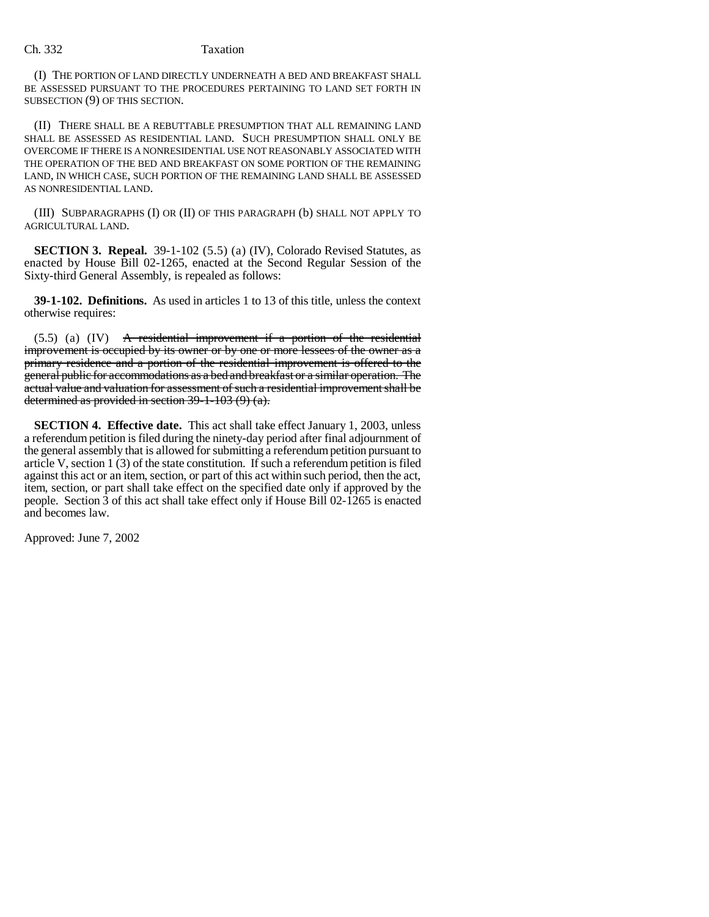(I) THE PORTION OF LAND DIRECTLY UNDERNEATH A BED AND BREAKFAST SHALL BE ASSESSED PURSUANT TO THE PROCEDURES PERTAINING TO LAND SET FORTH IN SUBSECTION (9) OF THIS SECTION.

(II) THERE SHALL BE A REBUTTABLE PRESUMPTION THAT ALL REMAINING LAND SHALL BE ASSESSED AS RESIDENTIAL LAND. SUCH PRESUMPTION SHALL ONLY BE OVERCOME IF THERE IS A NONRESIDENTIAL USE NOT REASONABLY ASSOCIATED WITH THE OPERATION OF THE BED AND BREAKFAST ON SOME PORTION OF THE REMAINING LAND, IN WHICH CASE, SUCH PORTION OF THE REMAINING LAND SHALL BE ASSESSED AS NONRESIDENTIAL LAND.

(III) SUBPARAGRAPHS (I) OR (II) OF THIS PARAGRAPH (b) SHALL NOT APPLY TO AGRICULTURAL LAND.

**SECTION 3. Repeal.** 39-1-102 (5.5) (a) (IV), Colorado Revised Statutes, as enacted by House Bill 02-1265, enacted at the Second Regular Session of the Sixty-third General Assembly, is repealed as follows:

**39-1-102. Definitions.** As used in articles 1 to 13 of this title, unless the context otherwise requires:

(5.5) (a) (IV) ~~A residential improvement if a portion of the residential improvement is occupied by its owner or by one or more lessees of the owner as a primary residence and a portion of the residential improvement is offered to the general public for accommodations as a bed and breakfast or a similar operation. The actual value and valuation for assessment of such a residential improvement shall be determined as provided in section 39-1-103 (9) (a).~~

**SECTION 4. Effective date.** This act shall take effect January 1, 2003, unless a referendum petition is filed during the ninety-day period after final adjournment of the general assembly that is allowed for submitting a referendum petition pursuant to article V, section 1 (3) of the state constitution. If such a referendum petition is filed against this act or an item, section, or part of this act within such period, then the act, item, section, or part shall take effect on the specified date only if approved by the people. Section 3 of this act shall take effect only if House Bill 02-1265 is enacted and becomes law.

Approved: June 7, 2002